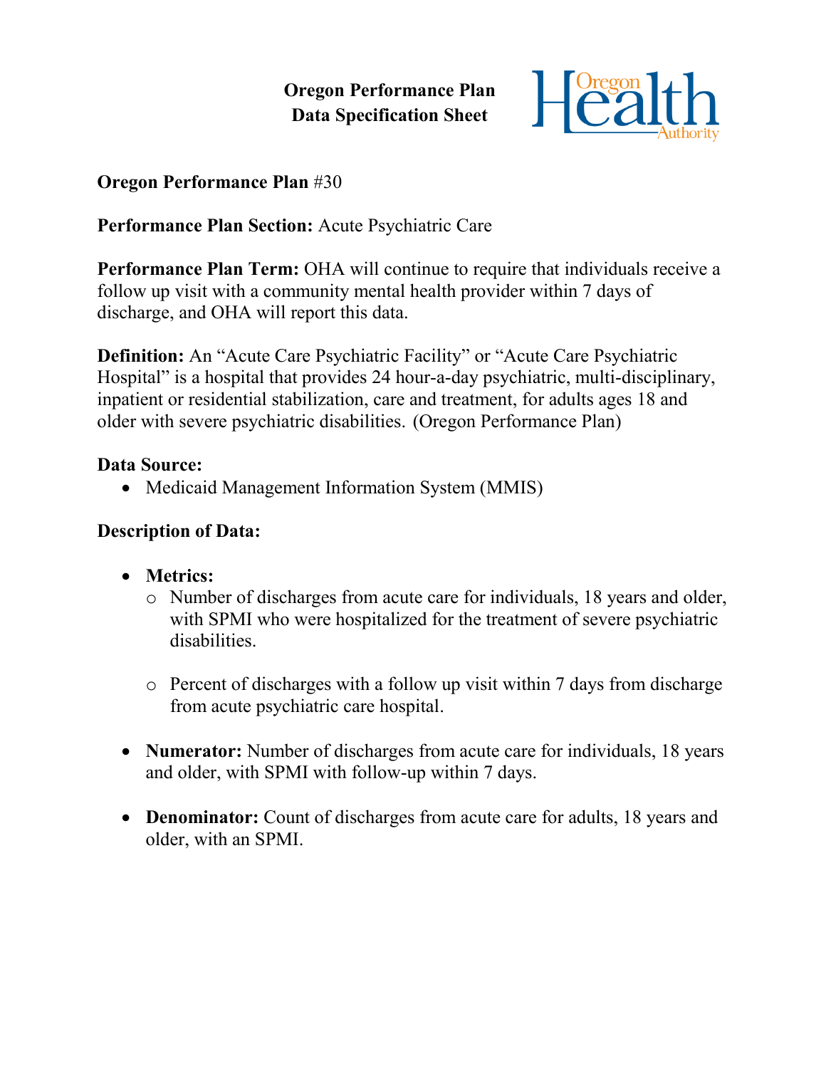# Oregon Performance Plan
# Data Specification Sheet

**Oregon Performance Plan** #30

**Performance Plan Section:** Acute Psychiatric Care

**Performance Plan Term:** OHA will continue to require that individuals receive a follow up visit with a community mental health provider within 7 days of discharge, and OHA will report this data.

**Definition:** An "Acute Care Psychiatric Facility" or "Acute Care Psychiatric Hospital" is a hospital that provides 24 hour-a-day psychiatric, multi-disciplinary, inpatient or residential stabilization, care and treatment, for adults ages 18 and older with severe psychiatric disabilities. (Oregon Performance Plan)

**Data Source:**

- Medicaid Management Information System (MMIS)

**Description of Data:**

- **Metrics:**
  - Number of discharges from acute care for individuals, 18 years and older, with SPMI who were hospitalized for the treatment of severe psychiatric disabilities.
  - Percent of discharges with a follow up visit within 7 days from discharge from acute psychiatric care hospital.
- **Numerator:** Number of discharges from acute care for individuals, 18 years and older, with SPMI with follow-up within 7 days.
- **Denominator:** Count of discharges from acute care for adults, 18 years and older, with an SPMI.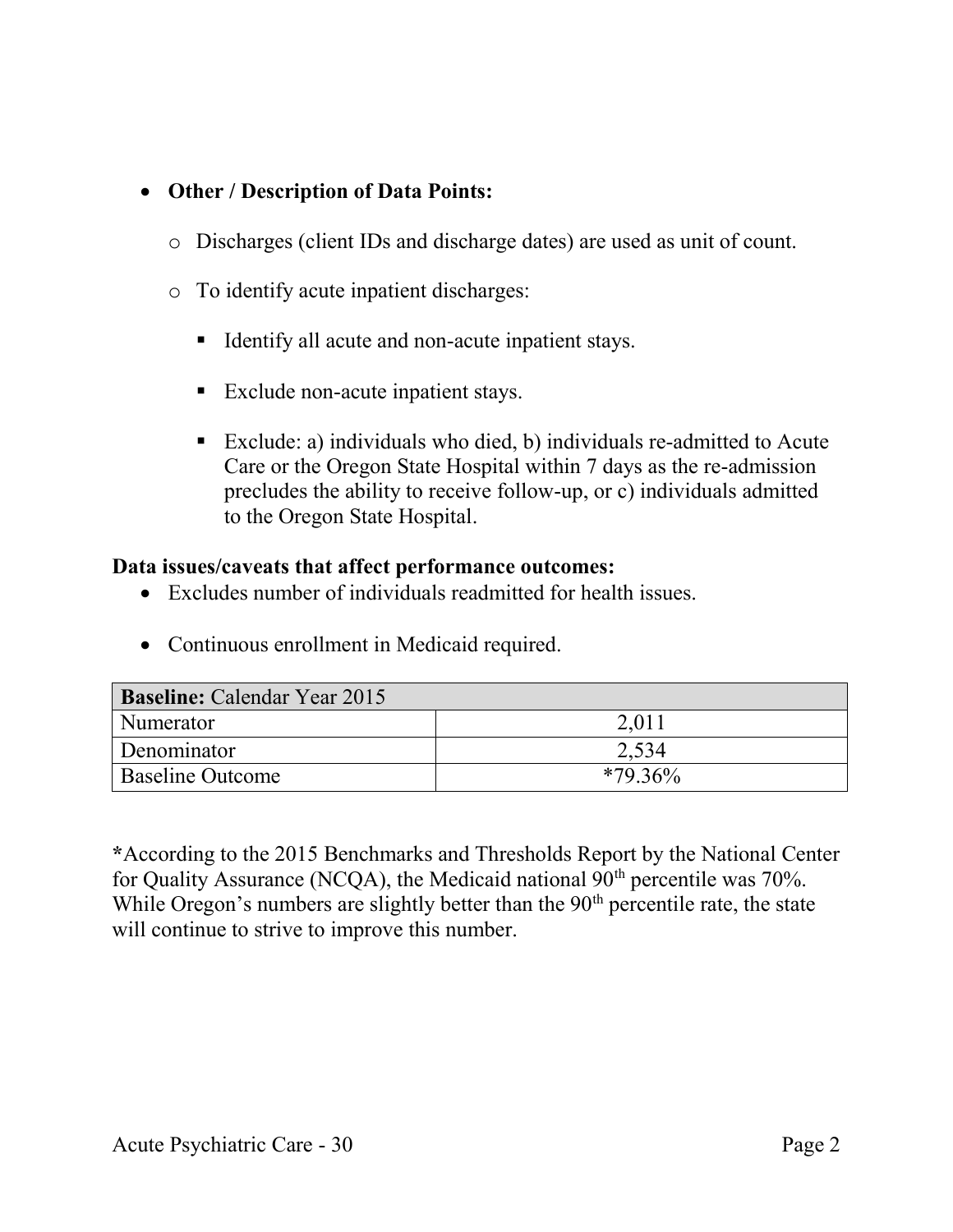- **Other / Description of Data Points:**
  - Discharges (client IDs and discharge dates) are used as unit of count.
  - To identify acute inpatient discharges:
    - Identify all acute and non-acute inpatient stays.
    - Exclude non-acute inpatient stays.
    - Exclude: a) individuals who died, b) individuals re-admitted to Acute Care or the Oregon State Hospital within 7 days as the re-admission precludes the ability to receive follow-up, or c) individuals admitted to the Oregon State Hospital.

**Data issues/caveats that affect performance outcomes:**

- Excludes number of individuals readmitted for health issues.
- Continuous enrollment in Medicaid required.

| **Baseline:** Calendar Year 2015 | |
|---|---|
| Numerator | 2,011 |
| Denominator | 2,534 |
| Baseline Outcome | *79.36% |

**\***According to the 2015 Benchmarks and Thresholds Report by the National Center for Quality Assurance (NCQA), the Medicaid national 90th percentile was 70%. While Oregon's numbers are slightly better than the 90th percentile rate, the state will continue to strive to improve this number.